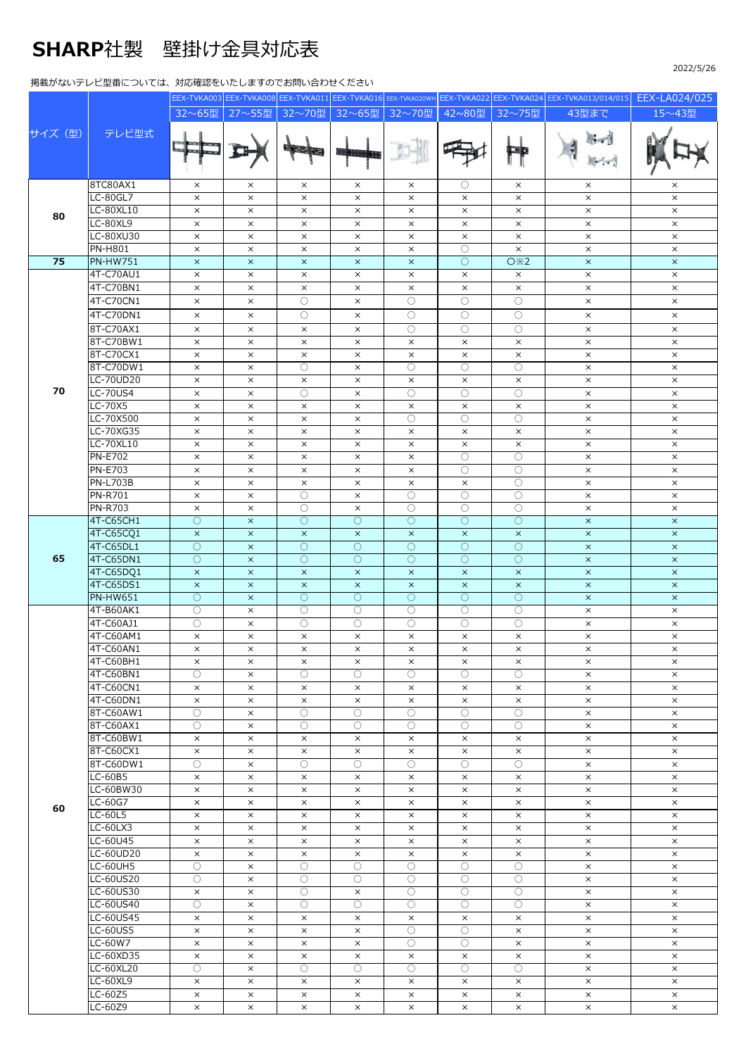# SHARP社製　壁掛け金具対応表

2022/5/26

掲載がないテレビ型番については、対応確認をいたしますのでお問い合わせください

| サイズ（型） | テレビ型式 | EEX-TVKA003 | EEX-TVKA008 | EEX-TVKA011 | EEX-TVKA016 | EEX-TVKA020WH | EEX-TVKA022 | EEX-TVKA024 | EEX-TVKA013/014/015 | EEX-LA024/025 |
|---|---|---|---|---|---|---|---|---|---|---|
| | | 32～65型 | 27～55型 | 32～70型 | 32～65型 | 32～70型 | 42～80型 | 32～75型 | 43型まで | 15～43型 |
| 80 | 8TC80AX1 | × | × | × | × | × | ○ | × | × | × |
| | LC-80GL7 | × | × | × | × | × | × | × | × | × |
| | LC-80XL10 | × | × | × | × | × | × | × | × | × |
| | LC-80XL9 | × | × | × | × | × | × | × | × | × |
| | LC-80XU30 | × | × | × | × | × | × | × | × | × |
| | PN-H801 | × | × | × | × | × | ○ | × | × | × |
| 75 | PN-HW751 | × | × | × | × | × | ○ | ○※2 | × | × |
| 70 | 4T-C70AU1 | × | × | × | × | × | × | × | × | × |
| | 4T-C70BN1 | × | × | × | × | × | × | × | × | × |
| | 4T-C70CN1 | × | × | ○ | × | ○ | ○ | ○ | × | × |
| | 4T-C70DN1 | × | × | ○ | × | ○ | ○ | ○ | × | × |
| | 8T-C70AX1 | × | × | × | × | ○ | ○ | ○ | × | × |
| | 8T-C70BW1 | × | × | × | × | × | × | × | × | × |
| | 8T-C70CX1 | × | × | × | × | × | × | × | × | × |
| | 8T-C70DW1 | × | × | ○ | × | ○ | ○ | ○ | × | × |
| | LC-70UD20 | × | × | × | × | × | × | × | × | × |
| | LC-70US4 | × | × | ○ | × | ○ | ○ | ○ | × | × |
| | LC-70X5 | × | × | × | × | × | × | × | × | × |
| | LC-70X500 | × | × | × | × | ○ | ○ | ○ | × | × |
| | LC-70XG35 | × | × | × | × | × | × | × | × | × |
| | LC-70XL10 | × | × | × | × | × | × | × | × | × |
| | PN-E702 | × | × | × | × | × | ○ | ○ | × | × |
| | PN-E703 | × | × | × | × | × | ○ | ○ | × | × |
| | PN-L703B | × | × | × | × | × | × | ○ | × | × |
| | PN-R701 | × | × | ○ | × | ○ | ○ | ○ | × | × |
| | PN-R703 | × | × | ○ | × | ○ | ○ | ○ | × | × |
| 65 | 4T-C65CH1 | ○ | × | ○ | ○ | ○ | ○ | ○ | × | × |
| | 4T-C65CQ1 | × | × | × | × | × | × | × | × | × |
| | 4T-C65DL1 | ○ | × | ○ | ○ | ○ | ○ | ○ | × | × |
| | 4T-C65DN1 | ○ | × | ○ | ○ | ○ | ○ | ○ | × | × |
| | 4T-C65DQ1 | × | × | × | × | × | × | × | × | × |
| | 4T-C65DS1 | × | × | × | × | × | × | × | × | × |
| | PN-HW651 | ○ | × | ○ | ○ | ○ | ○ | ○ | × | × |
| 60 | 4T-B60AK1 | ○ | × | ○ | ○ | ○ | ○ | ○ | × | × |
| | 4T-C60AJ1 | ○ | × | ○ | ○ | ○ | ○ | ○ | × | × |
| | 4T-C60AM1 | × | × | × | × | × | × | × | × | × |
| | 4T-C60AN1 | × | × | × | × | × | × | × | × | × |
| | 4T-C60BH1 | × | × | × | × | × | × | × | × | × |
| | 4T-C60BN1 | ○ | × | ○ | ○ | ○ | ○ | ○ | × | × |
| | 4T-C60CN1 | × | × | × | × | × | × | × | × | × |
| | 4T-C60DN1 | × | × | × | × | × | × | × | × | × |
| | 8T-C60AW1 | ○ | × | ○ | ○ | ○ | ○ | ○ | × | × |
| | 8T-C60AX1 | ○ | × | ○ | ○ | ○ | ○ | ○ | × | × |
| | 8T-C60BW1 | × | × | × | × | × | × | × | × | × |
| | 8T-C60CX1 | × | × | × | × | × | × | × | × | × |
| | 8T-C60DW1 | ○ | × | ○ | ○ | ○ | ○ | ○ | × | × |
| | LC-60B5 | × | × | × | × | × | × | × | × | × |
| | LC-60BW30 | × | × | × | × | × | × | × | × | × |
| | LC-60G7 | × | × | × | × | × | × | × | × | × |
| | LC-60L5 | × | × | × | × | × | × | × | × | × |
| | LC-60LX3 | × | × | × | × | × | × | × | × | × |
| | LC-60U45 | × | × | × | × | × | × | × | × | × |
| | LC-60UD20 | × | × | × | × | × | × | × | × | × |
| | LC-60UH5 | ○ | × | ○ | ○ | ○ | ○ | ○ | × | × |
| | LC-60US20 | ○ | × | ○ | ○ | ○ | ○ | ○ | × | × |
| | LC-60US30 | × | × | ○ | × | ○ | ○ | ○ | × | × |
| | LC-60US40 | ○ | × | ○ | ○ | ○ | ○ | ○ | × | × |
| | LC-60US45 | × | × | × | × | × | × | × | × | × |
| | LC-60US5 | × | × | × | × | ○ | ○ | × | × | × |
| | LC-60W7 | × | × | × | × | ○ | ○ | × | × | × |
| | LC-60XD35 | × | × | × | × | × | × | × | × | × |
| | LC-60XL20 | ○ | × | ○ | ○ | ○ | ○ | ○ | × | × |
| | LC-60XL9 | × | × | × | × | × | × | × | × | × |
| | LC-60Z5 | × | × | × | × | × | × | × | × | × |
| | LC-60Z9 | × | × | × | × | × | × | × | × | × |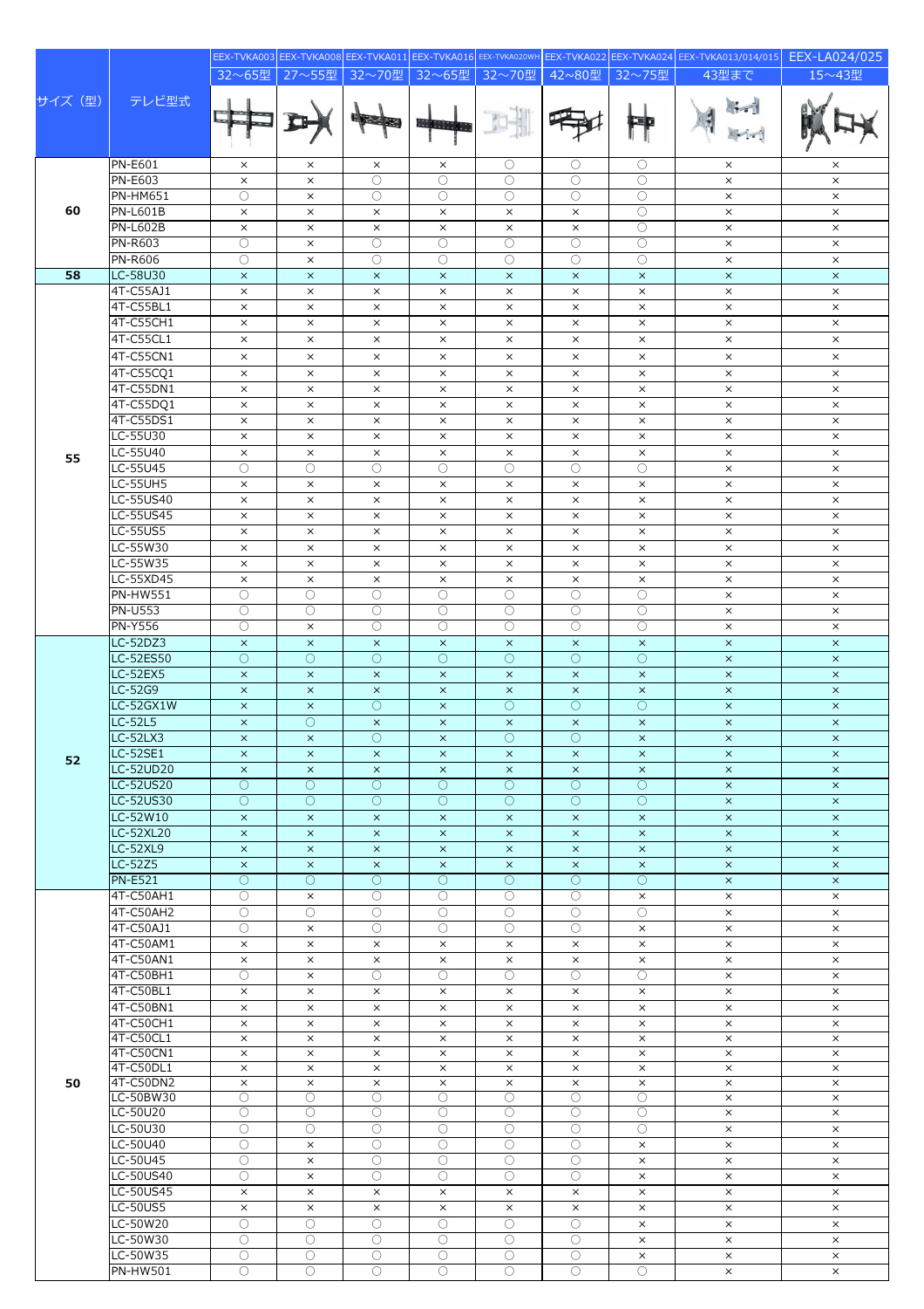| サイズ（型） | テレビ型式 | EEX-TVKA003 32～65型 | EEX-TVKA008 27～55型 | EEX-TVKA011 32～70型 | EEX-TVKA016 32～65型 | EEX-TVKA020WH 32～70型 | EEX-TVKA022 42～80型 | EEX-TVKA024 32～75型 | EEX-TVKA013/014/015 43型まで | EEX-LA024/025 15～43型 |
|---|---|---|---|---|---|---|---|---|---|---|
| 60 | PN-E601 | × | × | × | × | ○ | ○ | ○ | × | × |
| | PN-E603 | × | × | ○ | ○ | ○ | ○ | ○ | × | × |
| | PN-HM651 | ○ | × | ○ | ○ | ○ | ○ | ○ | × | × |
| | PN-L601B | × | × | × | × | × | × | ○ | × | × |
| | PN-L602B | × | × | × | × | × | × | ○ | × | × |
| | PN-R603 | ○ | × | ○ | ○ | ○ | ○ | ○ | × | × |
| | PN-R606 | ○ | × | ○ | ○ | ○ | ○ | ○ | × | × |
| 58 | LC-58U30 | × | × | × | × | × | × | × | × | × |
| 55 | 4T-C55AJ1 | × | × | × | × | × | × | × | × | × |
| | 4T-C55BL1 | × | × | × | × | × | × | × | × | × |
| | 4T-C55CH1 | × | × | × | × | × | × | × | × | × |
| | 4T-C55CL1 | × | × | × | × | × | × | × | × | × |
| | 4T-C55CN1 | × | × | × | × | × | × | × | × | × |
| | 4T-C55CQ1 | × | × | × | × | × | × | × | × | × |
| | 4T-C55DN1 | × | × | × | × | × | × | × | × | × |
| | 4T-C55DQ1 | × | × | × | × | × | × | × | × | × |
| | 4T-C55DS1 | × | × | × | × | × | × | × | × | × |
| | LC-55U30 | × | × | × | × | × | × | × | × | × |
| | LC-55U40 | × | × | × | × | × | × | × | × | × |
| | LC-55U45 | ○ | ○ | ○ | ○ | ○ | ○ | ○ | × | × |
| | LC-55UH5 | × | × | × | × | × | × | × | × | × |
| | LC-55US40 | × | × | × | × | × | × | × | × | × |
| | LC-55US45 | × | × | × | × | × | × | × | × | × |
| | LC-55US5 | × | × | × | × | × | × | × | × | × |
| | LC-55W30 | × | × | × | × | × | × | × | × | × |
| | LC-55W35 | × | × | × | × | × | × | × | × | × |
| | LC-55XD45 | × | × | × | × | × | × | × | × | × |
| | PN-HW551 | ○ | ○ | ○ | ○ | ○ | ○ | ○ | × | × |
| | PN-U553 | ○ | ○ | ○ | ○ | ○ | ○ | ○ | × | × |
| | PN-Y556 | ○ | × | ○ | ○ | ○ | ○ | ○ | × | × |
| 52 | LC-52DZ3 | × | × | × | × | × | × | × | × | × |
| | LC-52ES50 | ○ | ○ | ○ | ○ | ○ | ○ | ○ | × | × |
| | LC-52EX5 | × | × | × | × | × | × | × | × | × |
| | LC-52G9 | × | × | × | × | × | × | × | × | × |
| | LC-52GX1W | × | × | ○ | × | ○ | ○ | ○ | × | × |
| | LC-52L5 | × | ○ | × | × | × | × | × | × | × |
| | LC-52LX3 | × | × | ○ | × | ○ | ○ | × | × | × |
| | LC-52SE1 | × | × | × | × | × | × | × | × | × |
| | LC-52UD20 | × | × | × | × | × | × | × | × | × |
| | LC-52US20 | ○ | ○ | ○ | ○ | ○ | ○ | ○ | × | × |
| | LC-52US30 | ○ | ○ | ○ | ○ | ○ | ○ | ○ | × | × |
| | LC-52W10 | × | × | × | × | × | × | × | × | × |
| | LC-52XL20 | × | × | × | × | × | × | × | × | × |
| | LC-52XL9 | × | × | × | × | × | × | × | × | × |
| | LC-52Z5 | × | × | × | × | × | × | × | × | × |
| | PN-E521 | ○ | ○ | ○ | ○ | ○ | ○ | ○ | × | × |
| 50 | 4T-C50AH1 | ○ | × | ○ | ○ | ○ | ○ | × | × | × |
| | 4T-C50AH2 | ○ | ○ | ○ | ○ | ○ | ○ | ○ | × | × |
| | 4T-C50AJ1 | ○ | × | ○ | ○ | ○ | ○ | × | × | × |
| | 4T-C50AM1 | × | × | × | × | × | × | × | × | × |
| | 4T-C50AN1 | × | × | × | × | × | × | × | × | × |
| | 4T-C50BH1 | ○ | × | ○ | ○ | ○ | ○ | ○ | × | × |
| | 4T-C50BL1 | × | × | × | × | × | × | × | × | × |
| | 4T-C50BN1 | × | × | × | × | × | × | × | × | × |
| | 4T-C50CH1 | × | × | × | × | × | × | × | × | × |
| | 4T-C50CL1 | × | × | × | × | × | × | × | × | × |
| | 4T-C50CN1 | × | × | × | × | × | × | × | × | × |
| | 4T-C50DL1 | × | × | × | × | × | × | × | × | × |
| | 4T-C50DN2 | × | × | × | × | × | × | × | × | × |
| | LC-50BW30 | ○ | ○ | ○ | ○ | ○ | ○ | ○ | × | × |
| | LC-50U20 | ○ | ○ | ○ | ○ | ○ | ○ | ○ | × | × |
| | LC-50U30 | ○ | ○ | ○ | ○ | ○ | ○ | ○ | × | × |
| | LC-50U40 | ○ | × | ○ | ○ | ○ | ○ | × | × | × |
| | LC-50U45 | ○ | × | ○ | ○ | ○ | ○ | × | × | × |
| | LC-50US40 | ○ | × | ○ | ○ | ○ | ○ | × | × | × |
| | LC-50US45 | × | × | × | × | × | × | × | × | × |
| | LC-50US5 | × | × | × | × | × | × | × | × | × |
| | LC-50W20 | ○ | ○ | ○ | ○ | ○ | ○ | × | × | × |
| | LC-50W30 | ○ | ○ | ○ | ○ | ○ | ○ | × | × | × |
| | LC-50W35 | ○ | ○ | ○ | ○ | ○ | ○ | × | × | × |
| | PN-HW501 | ○ | ○ | ○ | ○ | ○ | ○ | ○ | × | × |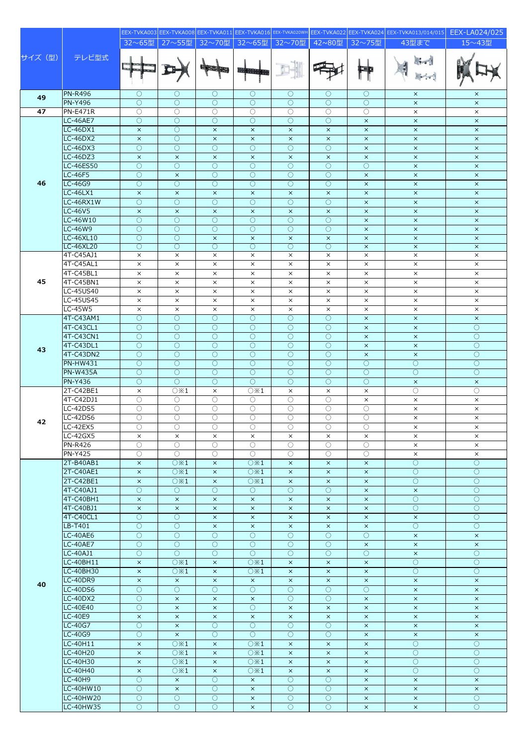| サイズ（型） | テレビ型式 | EEX-TVKA003 32～65型 | EEX-TVKA008 27～55型 | EEX-TVKA011 32～70型 | EEX-TVKA016 32～65型 | EEX-TVKA020WH 32～70型 | EEX-TVKA022 42～80型 | EEX-TVKA024 32～75型 | EEX-TVKA013/014/015 43型まで | EEX-LA024/025 15～43型 |
|---|---|---|---|---|---|---|---|---|---|---|
| 49 | PN-R496 | ○ | ○ | ○ | ○ | ○ | ○ | ○ | × | × |
| | PN-Y496 | ○ | ○ | ○ | ○ | ○ | ○ | ○ | × | × |
| 47 | PN-E471R | ○ | ○ | ○ | ○ | ○ | ○ | ○ | × | × |
| 46 | LC-46AE7 | ○ | ○ | ○ | ○ | ○ | ○ | × | × | × |
| | LC-46DX1 | × | ○ | × | × | × | × | × | × | × |
| | LC-46DX2 | × | ○ | × | × | × | × | × | × | × |
| | LC-46DX3 | ○ | ○ | ○ | ○ | ○ | ○ | × | × | × |
| | LC-46DZ3 | × | × | × | × | × | × | × | × | × |
| | LC-46ES50 | ○ | ○ | ○ | ○ | ○ | ○ | ○ | × | × |
| | LC-46F5 | ○ | × | ○ | ○ | ○ | ○ | × | × | × |
| | LC-46G9 | ○ | ○ | ○ | ○ | ○ | ○ | × | × | × |
| | LC-46LX1 | × | × | × | × | × | × | × | × | × |
| | LC-46RX1W | ○ | ○ | ○ | ○ | ○ | ○ | × | × | × |
| | LC-46V5 | × | × | × | × | × | × | × | × | × |
| | LC-46W10 | ○ | ○ | ○ | ○ | ○ | ○ | × | × | × |
| | LC-46W9 | ○ | ○ | ○ | ○ | ○ | ○ | × | × | × |
| | LC-46XL10 | ○ | ○ | × | × | × | × | × | × | × |
| | LC-46XL20 | ○ | ○ | ○ | ○ | ○ | ○ | × | × | × |
| 45 | 4T-C45AJ1 | × | × | × | × | × | × | × | × | × |
| | 4T-C45AL1 | × | × | × | × | × | × | × | × | × |
| | 4T-C45BL1 | × | × | × | × | × | × | × | × | × |
| | 4T-C45BN1 | × | × | × | × | × | × | × | × | × |
| | LC-45US40 | × | × | × | × | × | × | × | × | × |
| | LC-45US45 | × | × | × | × | × | × | × | × | × |
| | LC-45W5 | × | × | × | × | × | × | × | × | × |
| 43 | 4T-C43AM1 | ○ | ○ | ○ | ○ | ○ | ○ | × | × | × |
| | 4T-C43CL1 | ○ | ○ | ○ | ○ | ○ | ○ | × | × | ○ |
| | 4T-C43CN1 | ○ | ○ | ○ | ○ | ○ | ○ | × | × | ○ |
| | 4T-C43DL1 | ○ | ○ | ○ | ○ | ○ | ○ | × | × | ○ |
| | 4T-C43DN2 | ○ | ○ | ○ | ○ | ○ | ○ | × | × | ○ |
| | PN-HW431 | ○ | ○ | ○ | ○ | ○ | ○ | ○ | ○ | ○ |
| | PN-W435A | ○ | ○ | ○ | ○ | ○ | ○ | ○ | ○ | ○ |
| | PN-Y436 | ○ | ○ | ○ | ○ | ○ | ○ | ○ | × | × |
| 42 | 2T-C42BE1 | × | ○※1 | × | ○※1 | × | × | × | ○ | ○ |
| | 4T-C42DJ1 | ○ | ○ | ○ | ○ | ○ | ○ | × | × | × |
| | LC-42DS5 | ○ | ○ | ○ | ○ | ○ | ○ | ○ | × | × |
| | LC-42DS6 | ○ | ○ | ○ | ○ | ○ | ○ | ○ | × | × |
| | LC-42EX5 | ○ | ○ | ○ | ○ | ○ | ○ | ○ | × | × |
| | LC-42GX5 | × | × | × | × | × | × | × | × | × |
| | PN-R426 | ○ | ○ | ○ | ○ | ○ | ○ | ○ | × | × |
| | PN-Y425 | ○ | ○ | ○ | ○ | ○ | ○ | ○ | × | × |
| 40 | 2T-B40AB1 | × | ○※1 | × | ○※1 | × | × | × | ○ | ○ |
| | 2T-C40AE1 | × | ○※1 | × | ○※1 | × | × | × | ○ | ○ |
| | 2T-C42BE1 | × | ○※1 | × | ○※1 | × | × | × | ○ | ○ |
| | 4T-C40AJ1 | ○ | ○ | ○ | ○ | ○ | ○ | × | × | ○ |
| | 4T-C40BH1 | × | × | × | × | × | × | × | ○ | ○ |
| | 4T-C40BJ1 | × | × | × | × | × | × | × | ○ | ○ |
| | 4T-C40CL1 | ○ | ○ | × | × | × | × | × | × | ○ |
| | LB-T401 | ○ | ○ | × | × | × | × | × | ○ | ○ |
| | LC-40AE6 | ○ | ○ | ○ | ○ | ○ | ○ | ○ | × | × |
| | LC-40AE7 | ○ | ○ | ○ | ○ | ○ | ○ | × | × | × |
| | LC-40AJ1 | ○ | ○ | ○ | ○ | ○ | ○ | ○ | × | ○ |
| | LC-40BH11 | × | ○※1 | × | ○※1 | × | × | × | ○ | ○ |
| | LC-40BH30 | × | ○※1 | × | ○※1 | × | × | × | ○ | ○ |
| | LC-40DR9 | × | × | × | × | × | × | × | × | × |
| | LC-40DS6 | ○ | ○ | ○ | ○ | ○ | ○ | ○ | × | × |
| | LC-40DX2 | ○ | × | × | × | ○ | ○ | × | × | × |
| | LC-40E40 | ○ | × | × | ○ | × | × | × | × | × |
| | LC-40E9 | × | × | × | × | × | × | × | × | × |
| | LC-40G7 | ○ | × | ○ | ○ | ○ | ○ | × | × | × |
| | LC-40G9 | ○ | × | ○ | ○ | ○ | ○ | × | × | × |
| | LC-40H11 | × | ○※1 | × | ○※1 | × | × | × | ○ | ○ |
| | LC-40H20 | × | ○※1 | × | ○※1 | × | × | × | ○ | ○ |
| | LC-40H30 | × | ○※1 | × | ○※1 | × | × | × | ○ | ○ |
| | LC-40H40 | × | ○※1 | × | ○※1 | × | × | × | ○ | ○ |
| | LC-40H9 | ○ | × | ○ | × | ○ | ○ | × | × | × |
| | LC-40HW10 | ○ | × | ○ | × | ○ | ○ | × | × | × |
| | LC-40HW20 | ○ | ○ | ○ | × | ○ | ○ | × | × | ○ |
| | LC-40HW35 | ○ | ○ | ○ | × | ○ | ○ | × | × | ○ |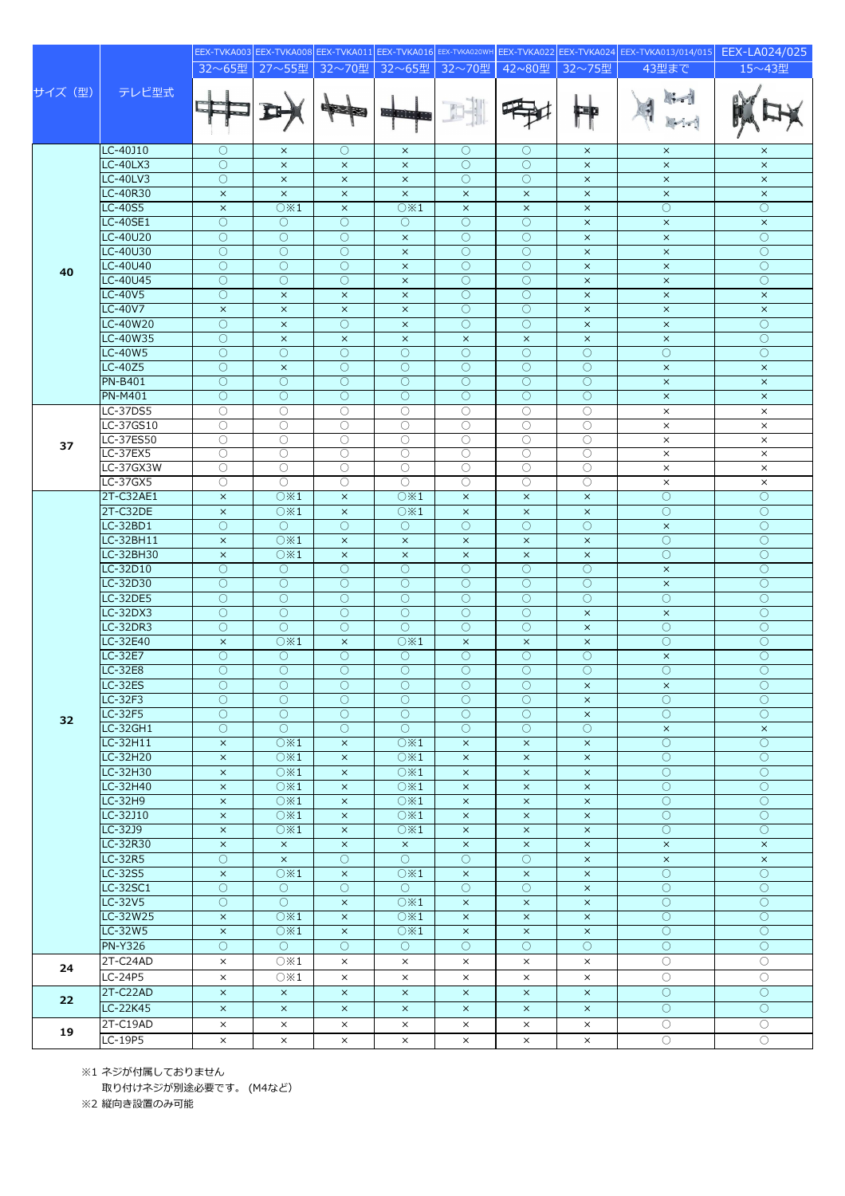| サイズ（型） | テレビ型式 | EEX-TVKA003 32～65型 | EEX-TVKA008 27～55型 | EEX-TVKA011 32～70型 | EEX-TVKA016 32～65型 | EEX-TVKA020WH 32～70型 | EEX-TVKA022 42～80型 | EEX-TVKA024 32～75型 | EEX-TVKA013/014/015 43型まで | EEX-LA024/025 15～43型 |
|---|---|---|---|---|---|---|---|---|---|---|
| 40 | LC-40J10 | ○ | × | ○ | × | ○ | ○ | × | × | × |
| | LC-40LX3 | ○ | × | × | × | ○ | ○ | × | × | × |
| | LC-40LV3 | ○ | × | × | × | ○ | ○ | × | × | × |
| | LC-40R30 | × | × | × | × | × | × | × | × | × |
| | LC-40S5 | × | ○※1 | × | ○※1 | × | × | × | ○ | ○ |
| | LC-40SE1 | ○ | ○ | ○ | ○ | ○ | ○ | × | × | × |
| | LC-40U20 | ○ | ○ | ○ | × | ○ | ○ | × | × | ○ |
| | LC-40U30 | ○ | ○ | ○ | × | ○ | ○ | × | × | ○ |
| | LC-40U40 | ○ | ○ | ○ | × | ○ | ○ | × | × | ○ |
| | LC-40U45 | ○ | ○ | ○ | × | ○ | ○ | × | × | ○ |
| | LC-40V5 | ○ | × | × | × | ○ | ○ | × | × | × |
| | LC-40V7 | × | × | × | × | ○ | ○ | × | × | × |
| | LC-40W20 | ○ | × | ○ | × | ○ | ○ | × | × | ○ |
| | LC-40W35 | ○ | × | × | × | × | × | × | × | ○ |
| | LC-40W5 | ○ | ○ | ○ | ○ | ○ | ○ | ○ | ○ | ○ |
| | LC-40Z5 | ○ | × | ○ | ○ | ○ | ○ | ○ | × | × |
| | PN-B401 | ○ | ○ | ○ | ○ | ○ | ○ | ○ | × | × |
| | PN-M401 | ○ | ○ | ○ | ○ | ○ | ○ | ○ | × | × |
| 37 | LC-37DS5 | ○ | ○ | ○ | ○ | ○ | ○ | ○ | × | × |
| | LC-37GS10 | ○ | ○ | ○ | ○ | ○ | ○ | ○ | × | × |
| | LC-37ES50 | ○ | ○ | ○ | ○ | ○ | ○ | ○ | × | × |
| | LC-37EX5 | ○ | ○ | ○ | ○ | ○ | ○ | ○ | × | × |
| | LC-37GX3W | ○ | ○ | ○ | ○ | ○ | ○ | ○ | × | × |
| | LC-37GX5 | ○ | ○ | ○ | ○ | ○ | ○ | ○ | × | × |
| 32 | 2T-C32AE1 | × | ○※1 | × | ○※1 | × | × | × | ○ | ○ |
| | 2T-C32DE | × | ○※1 | × | ○※1 | × | × | × | ○ | ○ |
| | LC-32BD1 | ○ | ○ | ○ | ○ | ○ | ○ | ○ | × | ○ |
| | LC-32BH11 | × | ○※1 | × | × | × | × | × | ○ | ○ |
| | LC-32BH30 | × | ○※1 | × | × | × | × | × | ○ | ○ |
| | LC-32D10 | ○ | ○ | ○ | ○ | ○ | ○ | ○ | × | ○ |
| | LC-32D30 | ○ | ○ | ○ | ○ | ○ | ○ | ○ | × | ○ |
| | LC-32DE5 | ○ | ○ | ○ | ○ | ○ | ○ | ○ | ○ | ○ |
| | LC-32DX3 | ○ | ○ | ○ | ○ | ○ | ○ | × | × | ○ |
| | LC-32DR3 | ○ | ○ | ○ | ○ | ○ | ○ | × | ○ | ○ |
| | LC-32E40 | × | ○※1 | × | ○※1 | × | × | × | ○ | ○ |
| | LC-32E7 | ○ | ○ | ○ | ○ | ○ | ○ | ○ | × | ○ |
| | LC-32E8 | ○ | ○ | ○ | ○ | ○ | ○ | ○ | ○ | ○ |
| | LC-32ES | ○ | ○ | ○ | ○ | ○ | ○ | × | × | ○ |
| | LC-32F3 | ○ | ○ | ○ | ○ | ○ | ○ | × | ○ | ○ |
| | LC-32F5 | ○ | ○ | ○ | ○ | ○ | ○ | × | ○ | ○ |
| | LC-32GH1 | ○ | ○ | ○ | ○ | ○ | ○ | ○ | × | × |
| | LC-32H11 | × | ○※1 | × | ○※1 | × | × | × | ○ | ○ |
| | LC-32H20 | × | ○※1 | × | ○※1 | × | × | × | ○ | ○ |
| | LC-32H30 | × | ○※1 | × | ○※1 | × | × | × | ○ | ○ |
| | LC-32H40 | × | ○※1 | × | ○※1 | × | × | × | ○ | ○ |
| | LC-32H9 | × | ○※1 | × | ○※1 | × | × | × | ○ | ○ |
| | LC-32J10 | × | ○※1 | × | ○※1 | × | × | × | ○ | ○ |
| | LC-32J9 | × | ○※1 | × | ○※1 | × | × | × | ○ | ○ |
| | LC-32R30 | × | × | × | × | × | × | × | × | × |
| | LC-32R5 | ○ | × | ○ | ○ | ○ | ○ | × | × | × |
| | LC-32S5 | × | ○※1 | × | ○※1 | × | × | × | ○ | ○ |
| | LC-32SC1 | ○ | ○ | ○ | ○ | ○ | ○ | × | ○ | ○ |
| | LC-32V5 | ○ | ○ | × | ○※1 | × | × | × | ○ | ○ |
| | LC-32W25 | × | ○※1 | × | ○※1 | × | × | × | ○ | ○ |
| | LC-32W5 | × | ○※1 | × | ○※1 | × | × | × | ○ | ○ |
| | PN-Y326 | ○ | ○ | ○ | ○ | ○ | ○ | ○ | ○ | ○ |
| 24 | 2T-C24AD | × | ○※1 | × | × | × | × | × | ○ | ○ |
| | LC-24P5 | × | ○※1 | × | × | × | × | × | ○ | ○ |
| 22 | 2T-C22AD | × | × | × | × | × | × | × | ○ | ○ |
| | LC-22K45 | × | × | × | × | × | × | × | ○ | ○ |
| 19 | 2T-C19AD | × | × | × | × | × | × | × | ○ | ○ |
| | LC-19P5 | × | × | × | × | × | × | × | ○ | ○ |

※1 ネジが付属しておりません
　取り付けネジが別途必要です。（M4など）
※2 縦向き設置のみ可能